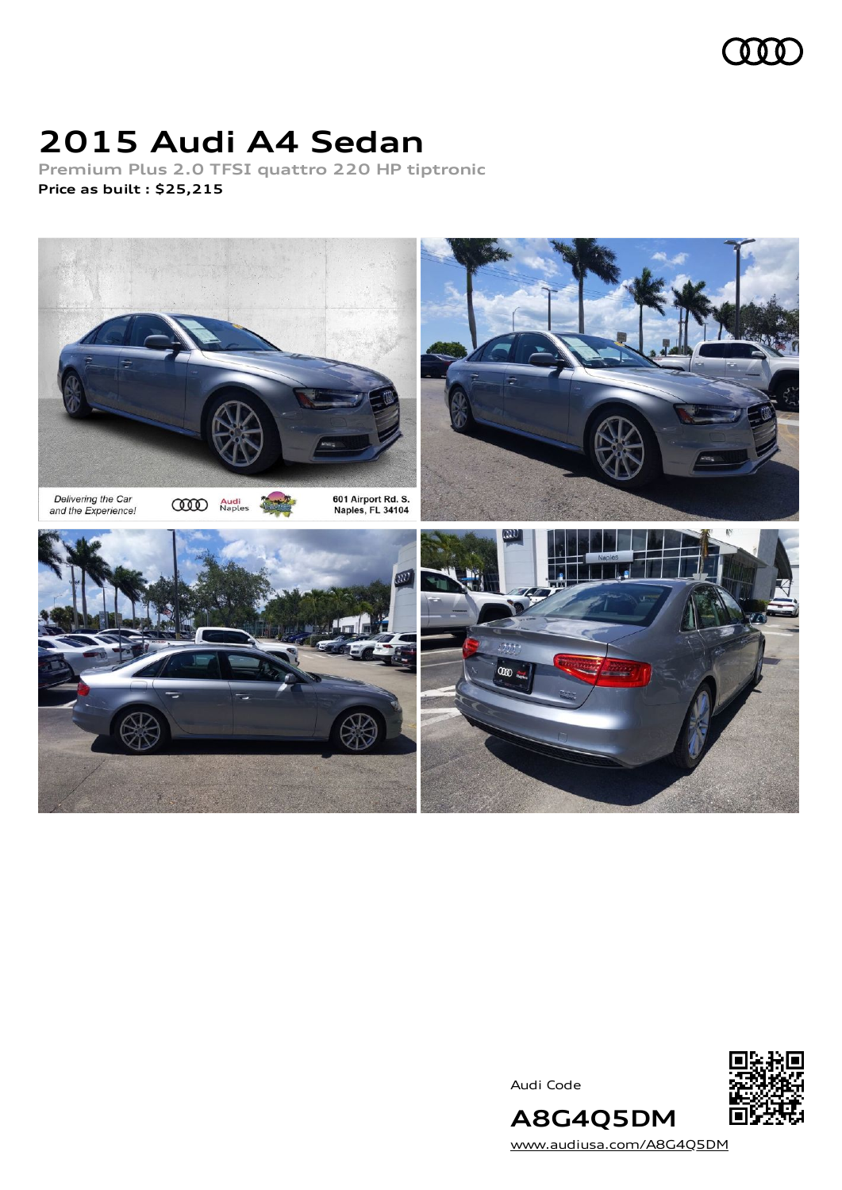# 2015 Audi A4 Sedan

**Premium Plus 2.0 TFSI quattro 220 HP tiptronic**

**Price as built : $25,215**

Audi Code

**A8G4Q5DM**

www.audiusa.com/A8G4Q5DM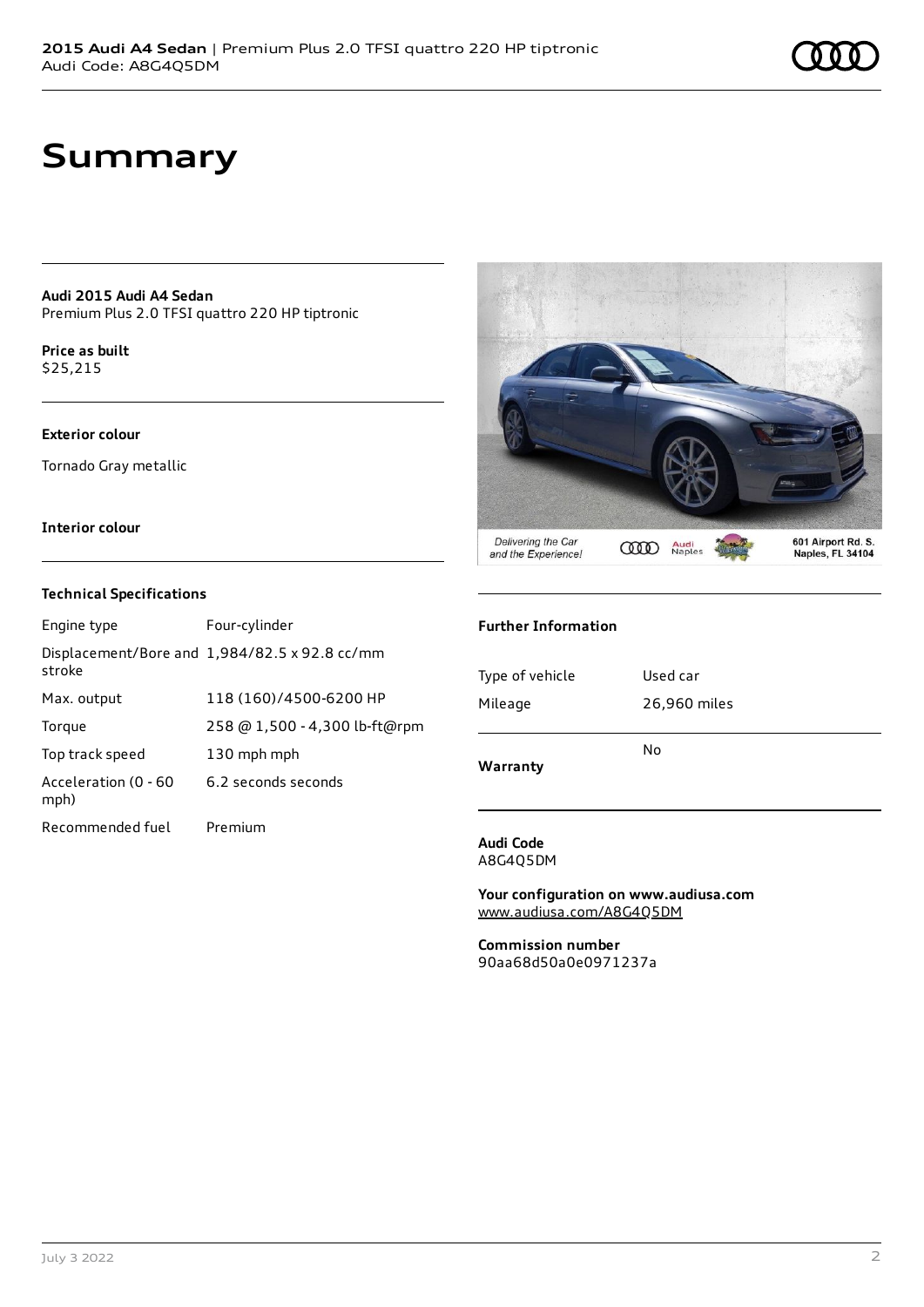# Summary

**Audi 2015 Audi A4 Sedan**
Premium Plus 2.0 TFSI quattro 220 HP tiptronic

**Price as built**
$25,215

**Exterior colour**

Tornado Gray metallic

**Interior colour**

**Technical Specifications**

| | |
|---|---|
| Engine type | Four-cylinder |
| Displacement/Bore and stroke | 1,984/82.5 x 92.8 cc/mm |
| Max. output | 118 (160)/4500-6200 HP |
| Torque | 258 @ 1,500 - 4,300 lb-ft@rpm |
| Top track speed | 130 mph mph |
| Acceleration (0 - 60 mph) | 6.2 seconds seconds |
| Recommended fuel | Premium |

**Further Information**

| | |
|---|---|
| Type of vehicle | Used car |
| Mileage | 26,960 miles |
| **Warranty** | No |

**Audi Code**
A8G4Q5DM

**Your configuration on www.audiusa.com**
www.audiusa.com/A8G4Q5DM

**Commission number**
90aa68d50a0e0971237a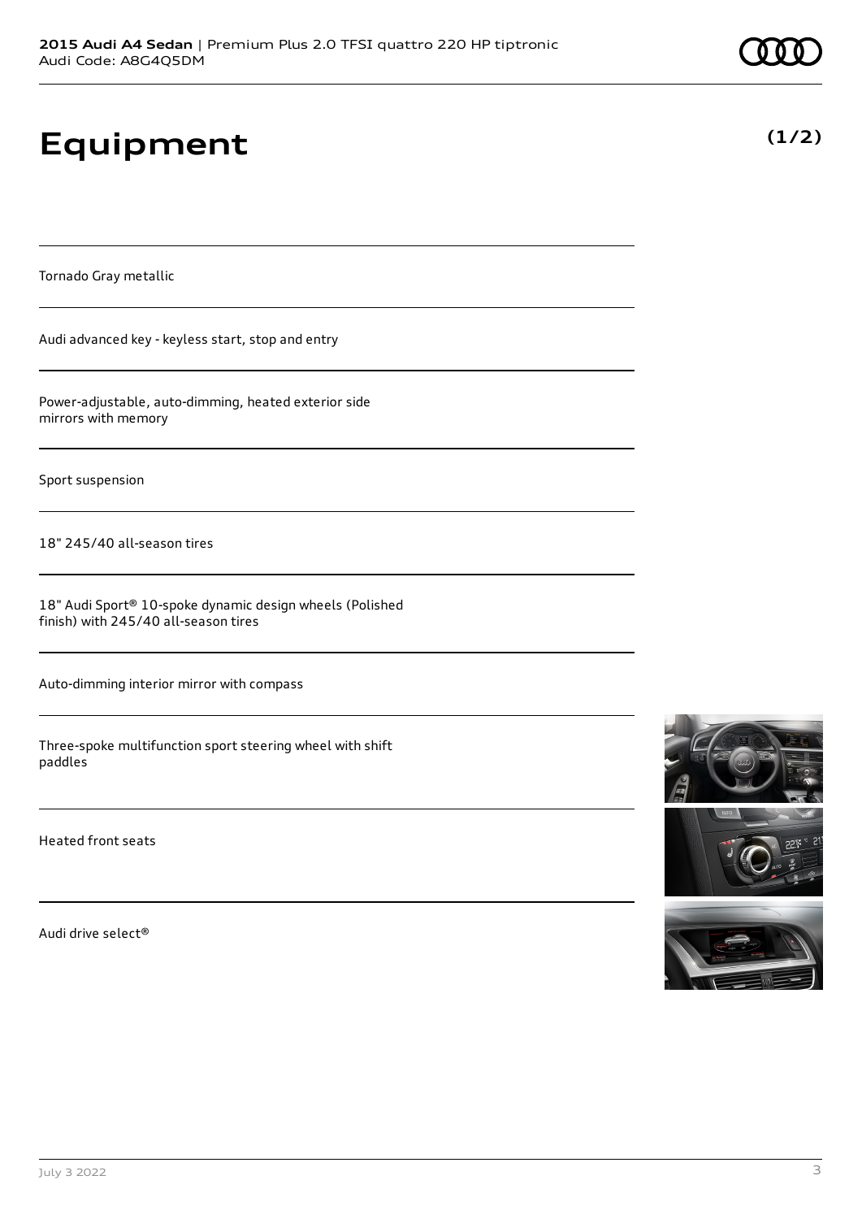# Equipment

**(1/2)**

Tornado Gray metallic

Audi advanced key - keyless start, stop and entry

Power-adjustable, auto-dimming, heated exterior side mirrors with memory

Sport suspension

18" 245/40 all-season tires

18" Audi Sport® 10-spoke dynamic design wheels (Polished finish) with 245/40 all-season tires

Auto-dimming interior mirror with compass

Three-spoke multifunction sport steering wheel with shift paddles

Heated front seats

Audi drive select®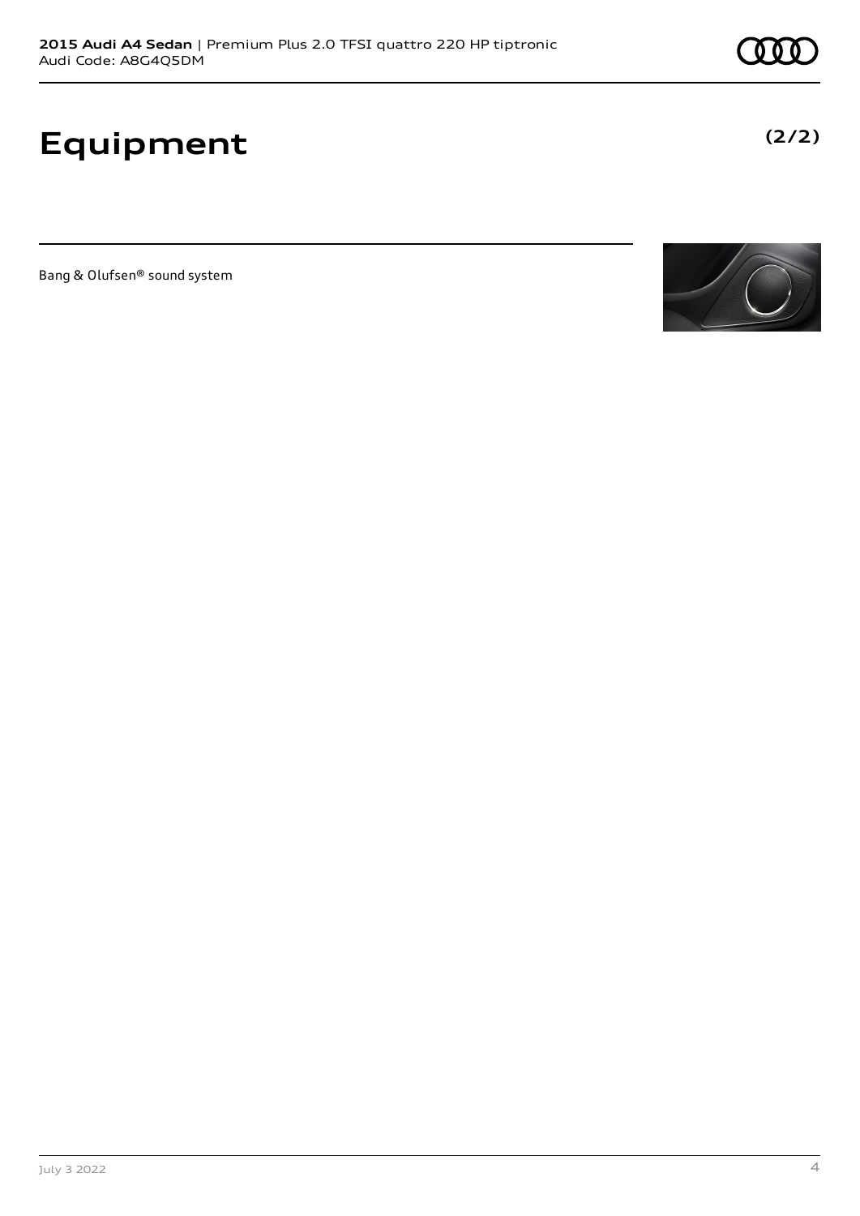# Equipment

**(2/2)**

Bang & Olufsen® sound system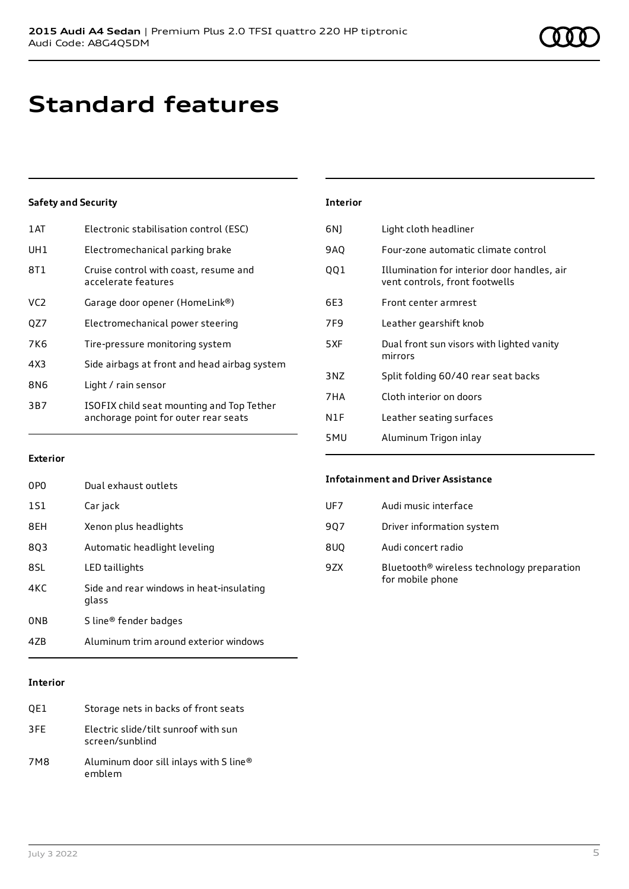# Standard features

### Safety and Security

| | |
|---|---|
| 1AT | Electronic stabilisation control (ESC) |
| UH1 | Electromechanical parking brake |
| 8T1 | Cruise control with coast, resume and accelerate features |
| VC2 | Garage door opener (HomeLink®) |
| QZ7 | Electromechanical power steering |
| 7K6 | Tire-pressure monitoring system |
| 4X3 | Side airbags at front and head airbag system |
| 8N6 | Light / rain sensor |
| 3B7 | ISOFIX child seat mounting and Top Tether anchorage point for outer rear seats |

### Exterior

| | |
|---|---|
| 0P0 | Dual exhaust outlets |
| 1S1 | Car jack |
| 8EH | Xenon plus headlights |
| 8Q3 | Automatic headlight leveling |
| 8SL | LED taillights |
| 4KC | Side and rear windows in heat-insulating glass |
| 0NB | S line® fender badges |
| 4ZB | Aluminum trim around exterior windows |

### Interior

| | |
|---|---|
| QE1 | Storage nets in backs of front seats |
| 3FE | Electric slide/tilt sunroof with sun screen/sunblind |
| 7M8 | Aluminum door sill inlays with S line® emblem |
| 6NJ | Light cloth headliner |
| 9AQ | Four-zone automatic climate control |
| QQ1 | Illumination for interior door handles, air vent controls, front footwells |
| 6E3 | Front center armrest |
| 7F9 | Leather gearshift knob |
| 5XF | Dual front sun visors with lighted vanity mirrors |
| 3NZ | Split folding 60/40 rear seat backs |
| 7HA | Cloth interior on doors |
| N1F | Leather seating surfaces |
| 5MU | Aluminum Trigon inlay |

### Infotainment and Driver Assistance

| | |
|---|---|
| UF7 | Audi music interface |
| 9Q7 | Driver information system |
| 8UQ | Audi concert radio |
| 9ZX | Bluetooth® wireless technology preparation for mobile phone |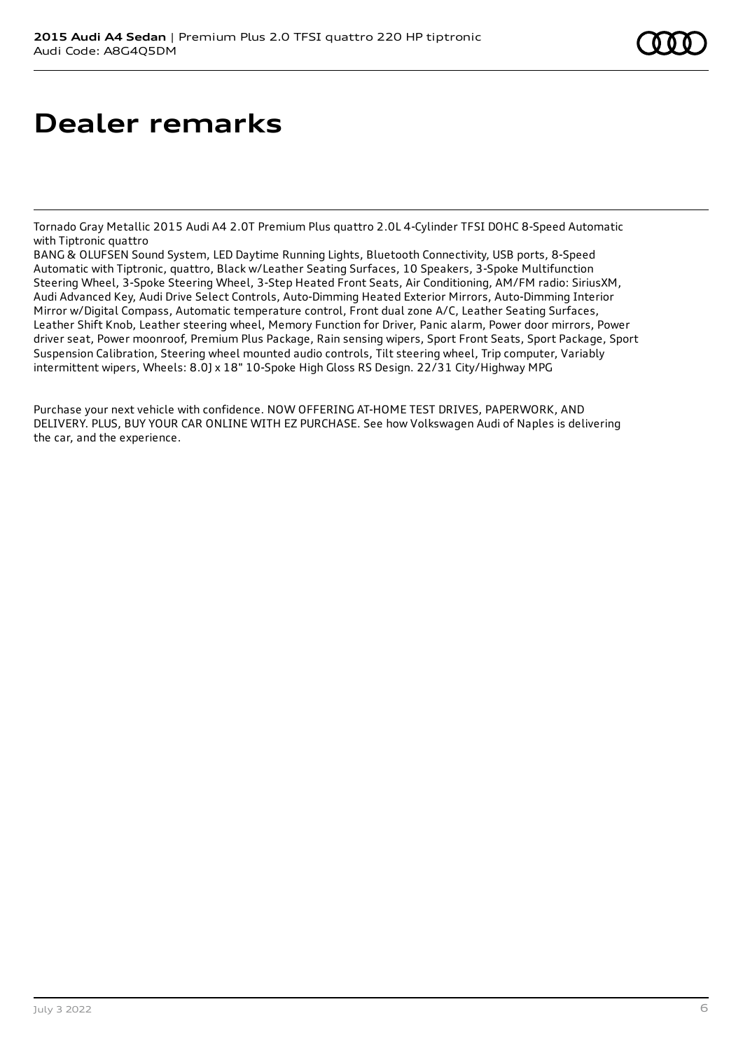# Dealer remarks

Tornado Gray Metallic 2015 Audi A4 2.0T Premium Plus quattro 2.0L 4-Cylinder TFSI DOHC 8-Speed Automatic with Tiptronic quattro
BANG & OLUFSEN Sound System, LED Daytime Running Lights, Bluetooth Connectivity, USB ports, 8-Speed Automatic with Tiptronic, quattro, Black w/Leather Seating Surfaces, 10 Speakers, 3-Spoke Multifunction Steering Wheel, 3-Spoke Steering Wheel, 3-Step Heated Front Seats, Air Conditioning, AM/FM radio: SiriusXM, Audi Advanced Key, Audi Drive Select Controls, Auto-Dimming Heated Exterior Mirrors, Auto-Dimming Interior Mirror w/Digital Compass, Automatic temperature control, Front dual zone A/C, Leather Seating Surfaces, Leather Shift Knob, Leather steering wheel, Memory Function for Driver, Panic alarm, Power door mirrors, Power driver seat, Power moonroof, Premium Plus Package, Rain sensing wipers, Sport Front Seats, Sport Package, Sport Suspension Calibration, Steering wheel mounted audio controls, Tilt steering wheel, Trip computer, Variably intermittent wipers, Wheels: 8.0J x 18" 10-Spoke High Gloss RS Design. 22/31 City/Highway MPG

Purchase your next vehicle with confidence. NOW OFFERING AT-HOME TEST DRIVES, PAPERWORK, AND DELIVERY. PLUS, BUY YOUR CAR ONLINE WITH EZ PURCHASE. See how Volkswagen Audi of Naples is delivering the car, and the experience.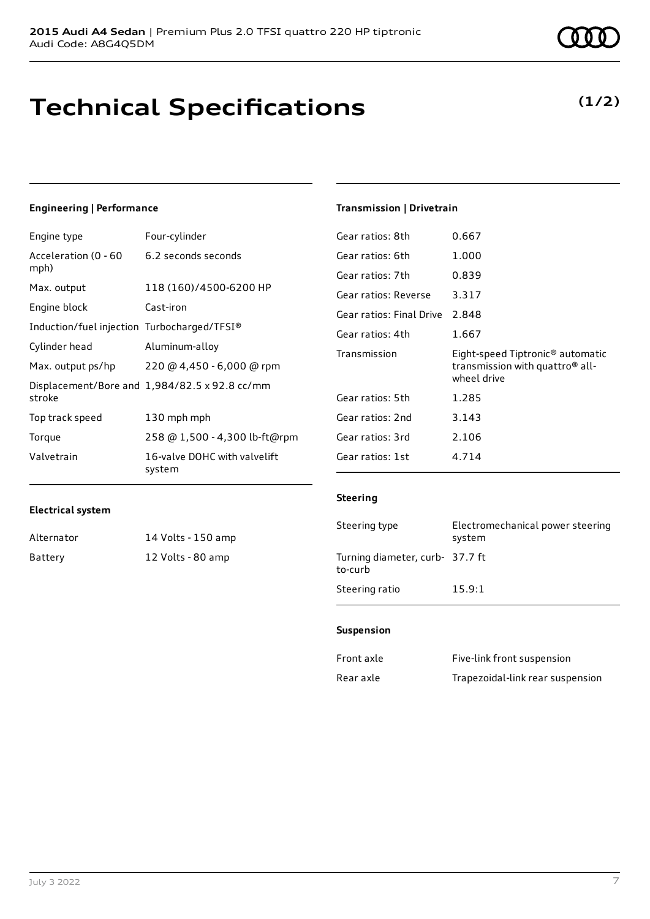# Technical Specifications

**(1/2)**

### Engineering | Performance

| | |
|---|---|
| Engine type | Four-cylinder |
| Acceleration (0 - 60 mph) | 6.2 seconds seconds |
| Max. output | 118 (160)/4500-6200 HP |
| Engine block | Cast-iron |
| Induction/fuel injection | Turbocharged/TFSI® |
| Cylinder head | Aluminum-alloy |
| Max. output ps/hp | 220 @ 4,450 - 6,000 @ rpm |
| Displacement/Bore and stroke | 1,984/82.5 x 92.8 cc/mm |
| Top track speed | 130 mph mph |
| Torque | 258 @ 1,500 - 4,300 lb-ft@rpm |
| Valvetrain | 16-valve DOHC with valvelift system |

### Electrical system

| | |
|---|---|
| Alternator | 14 Volts - 150 amp |
| Battery | 12 Volts - 80 amp |

### Transmission | Drivetrain

| | |
|---|---|
| Gear ratios: 8th | 0.667 |
| Gear ratios: 6th | 1.000 |
| Gear ratios: 7th | 0.839 |
| Gear ratios: Reverse | 3.317 |
| Gear ratios: Final Drive | 2.848 |
| Gear ratios: 4th | 1.667 |
| Transmission | Eight-speed Tiptronic® automatic transmission with quattro® all-wheel drive |
| Gear ratios: 5th | 1.285 |
| Gear ratios: 2nd | 3.143 |
| Gear ratios: 3rd | 2.106 |
| Gear ratios: 1st | 4.714 |

### Steering

| | |
|---|---|
| Steering type | Electromechanical power steering system |
| Turning diameter, curb-to-curb | 37.7 ft |
| Steering ratio | 15.9:1 |

### Suspension

| | |
|---|---|
| Front axle | Five-link front suspension |
| Rear axle | Trapezoidal-link rear suspension |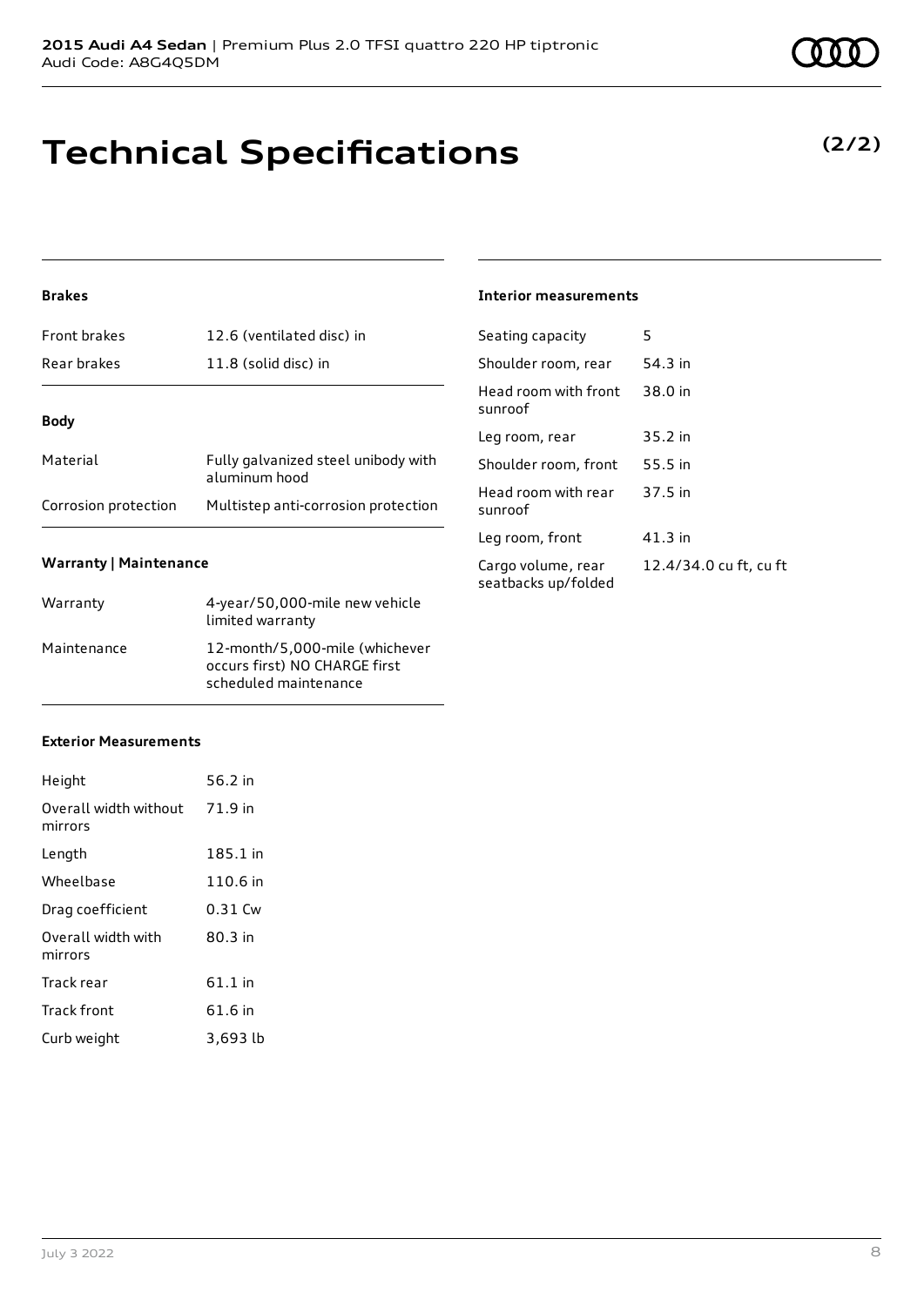# Technical Specifications

**(2/2)**

### Brakes

| | |
|---|---|
| Front brakes | 12.6 (ventilated disc) in |
| Rear brakes | 11.8 (solid disc) in |

### Body

| | |
|---|---|
| Material | Fully galvanized steel unibody with aluminum hood |
| Corrosion protection | Multistep anti-corrosion protection |

### Warranty | Maintenance

| | |
|---|---|
| Warranty | 4-year/50,000-mile new vehicle limited warranty |
| Maintenance | 12-month/5,000-mile (whichever occurs first) NO CHARGE first scheduled maintenance |

### Exterior Measurements

| | |
|---|---|
| Height | 56.2 in |
| Overall width without mirrors | 71.9 in |
| Length | 185.1 in |
| Wheelbase | 110.6 in |
| Drag coefficient | 0.31 Cw |
| Overall width with mirrors | 80.3 in |
| Track rear | 61.1 in |
| Track front | 61.6 in |
| Curb weight | 3,693 lb |

### Interior measurements

| | |
|---|---|
| Seating capacity | 5 |
| Shoulder room, rear | 54.3 in |
| Head room with front sunroof | 38.0 in |
| Leg room, rear | 35.2 in |
| Shoulder room, front | 55.5 in |
| Head room with rear sunroof | 37.5 in |
| Leg room, front | 41.3 in |
| Cargo volume, rear seatbacks up/folded | 12.4/34.0 cu ft, cu ft |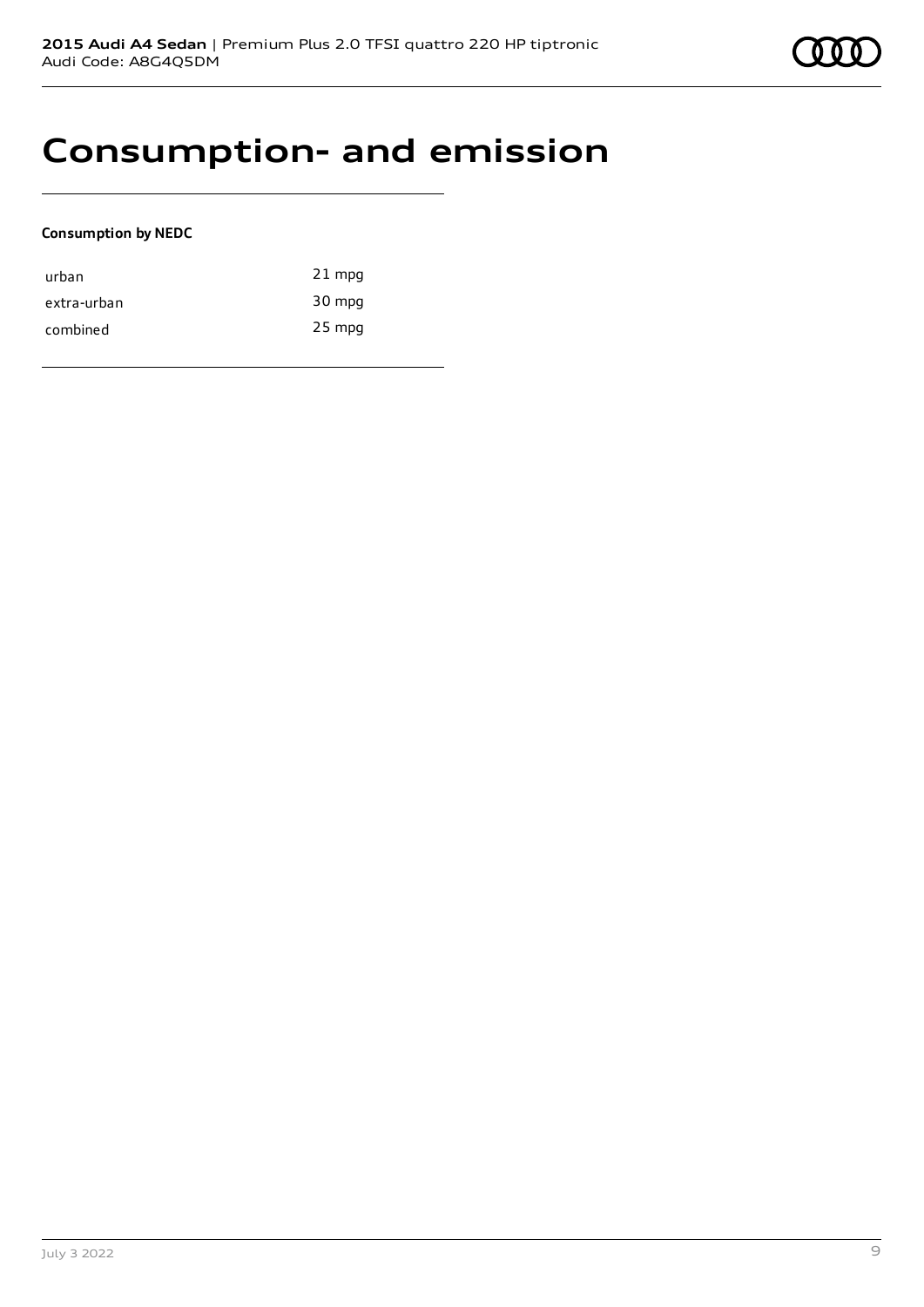# Consumption- and emission

**Consumption by NEDC**

| | |
|---|---|
| urban | 21 mpg |
| extra-urban | 30 mpg |
| combined | 25 mpg |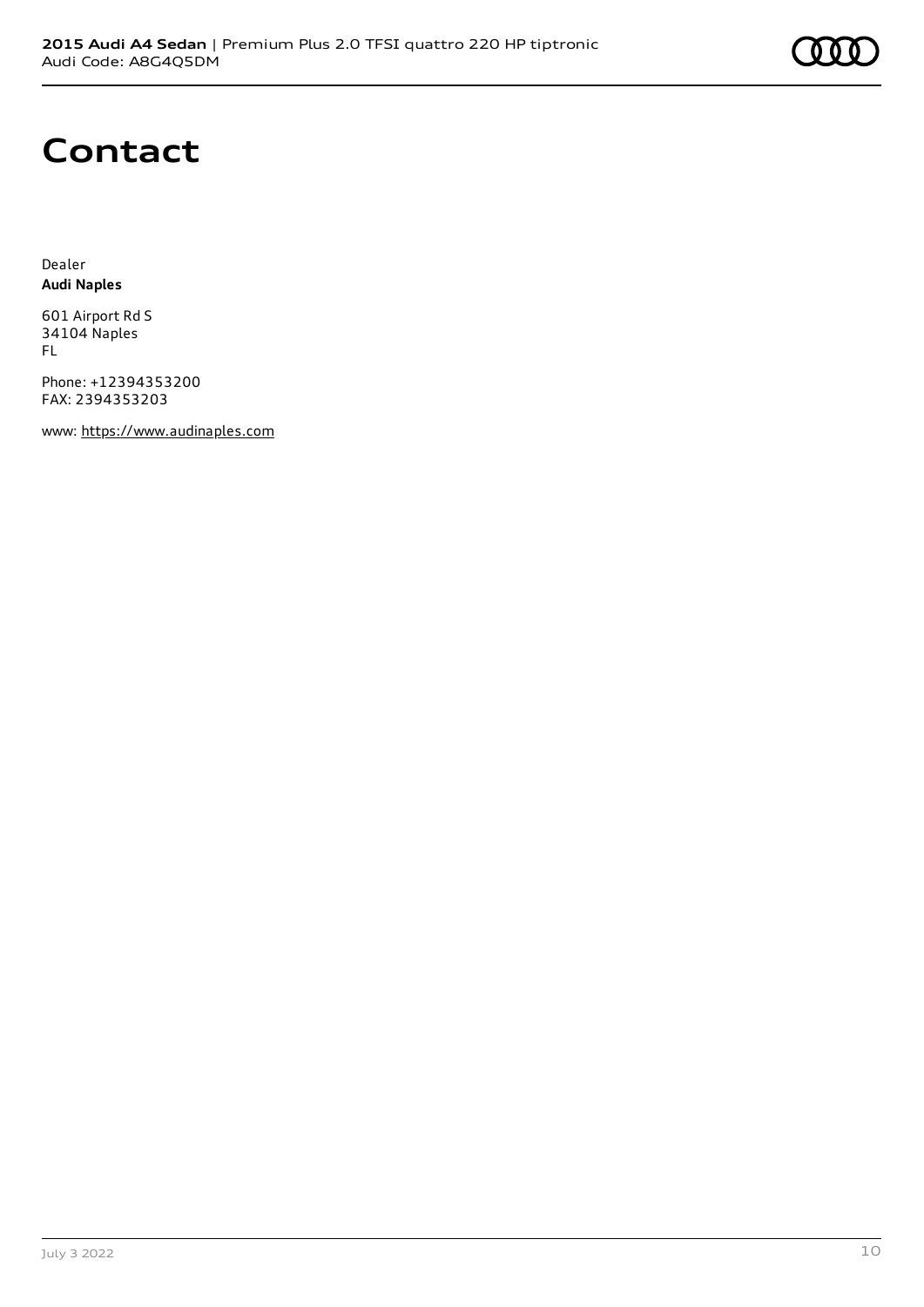# Contact

Dealer
**Audi Naples**

601 Airport Rd S
34104 Naples
FL

Phone: +12394353200
FAX: 2394353203

www: https://www.audinaples.com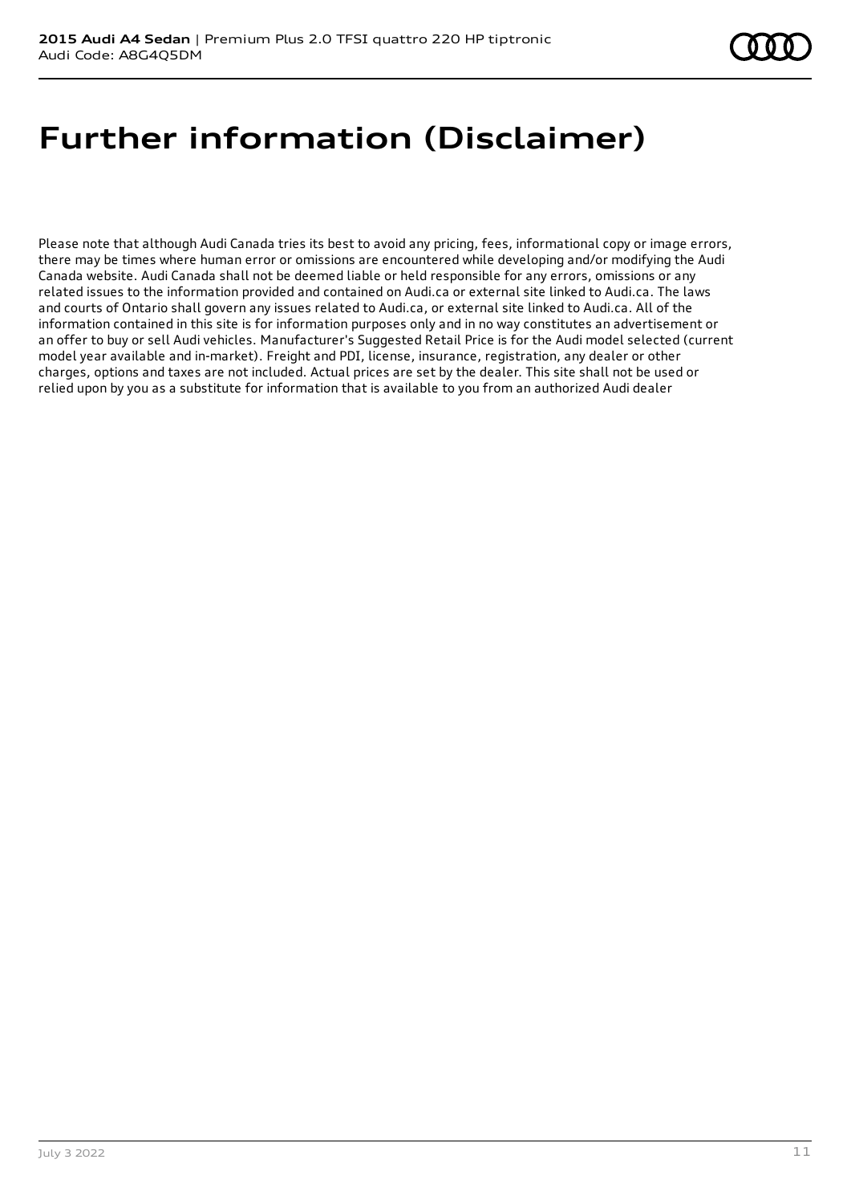# Further information (Disclaimer)

Please note that although Audi Canada tries its best to avoid any pricing, fees, informational copy or image errors, there may be times where human error or omissions are encountered while developing and/or modifying the Audi Canada website. Audi Canada shall not be deemed liable or held responsible for any errors, omissions or any related issues to the information provided and contained on Audi.ca or external site linked to Audi.ca. The laws and courts of Ontario shall govern any issues related to Audi.ca, or external site linked to Audi.ca. All of the information contained in this site is for information purposes only and in no way constitutes an advertisement or an offer to buy or sell Audi vehicles. Manufacturer's Suggested Retail Price is for the Audi model selected (current model year available and in-market). Freight and PDI, license, insurance, registration, any dealer or other charges, options and taxes are not included. Actual prices are set by the dealer. This site shall not be used or relied upon by you as a substitute for information that is available to you from an authorized Audi dealer